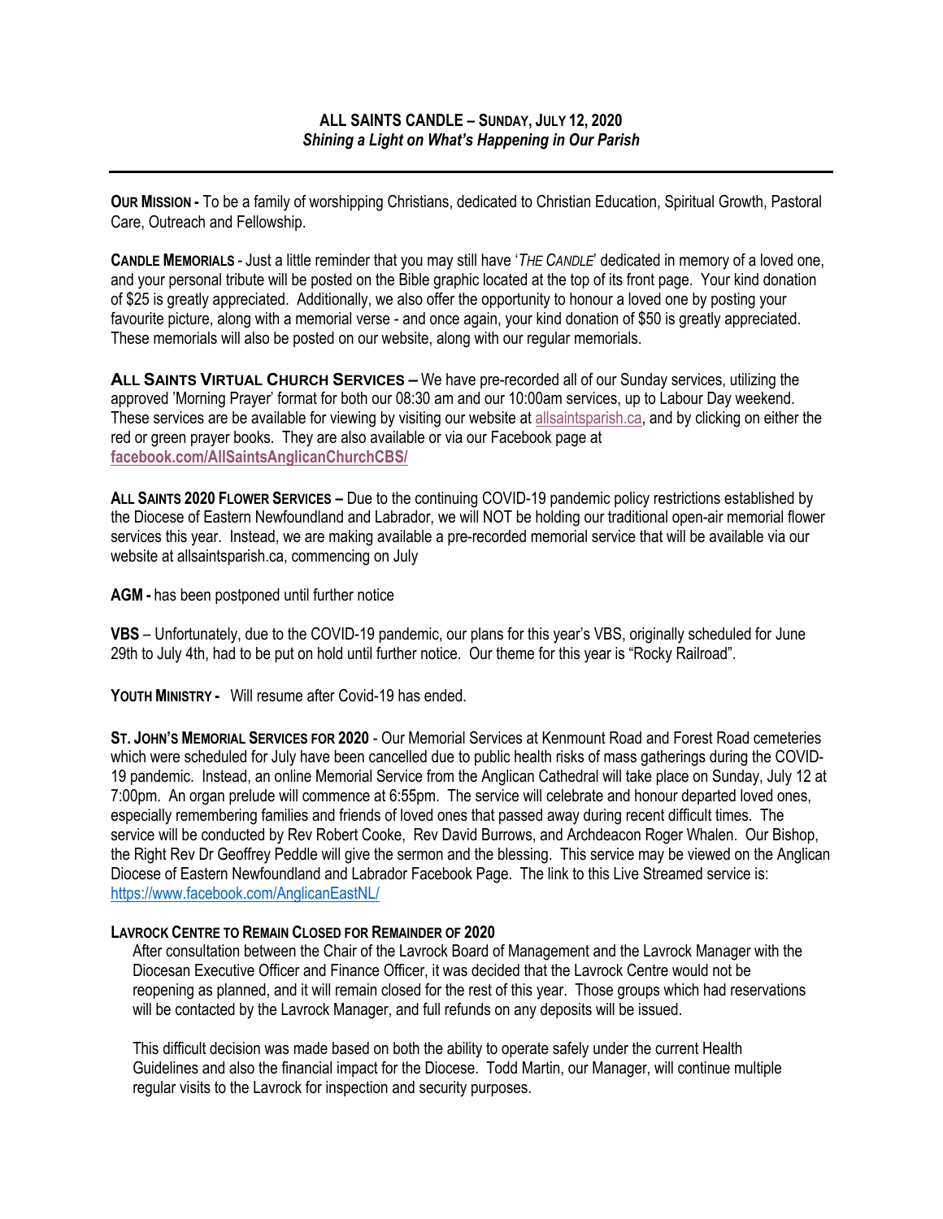**ALL SAINTS CANDLE – SUNDAY, JULY 12, 2020**
***Shining a Light on What's Happening in Our Parish***

---

**OUR MISSION -** To be a family of worshipping Christians, dedicated to Christian Education, Spiritual Growth, Pastoral Care, Outreach and Fellowship.

**CANDLE MEMORIALS** - Just a little reminder that you may still have '*THE CANDLE*' dedicated in memory of a loved one, and your personal tribute will be posted on the Bible graphic located at the top of its front page. Your kind donation of $25 is greatly appreciated. Additionally, we also offer the opportunity to honour a loved one by posting your favourite picture, along with a memorial verse - and once again, your kind donation of $50 is greatly appreciated. These memorials will also be posted on our website, along with our regular memorials.

**ALL SAINTS VIRTUAL CHURCH SERVICES –** We have pre-recorded all of our Sunday services, utilizing the approved 'Morning Prayer' format for both our 08:30 am and our 10:00am services, up to Labour Day weekend. These services are be available for viewing by visiting our website at allsaintsparish.ca, and by clicking on either the red or green prayer books. They are also available or via our Facebook page at **facebook.com/AllSaintsAnglicanChurchCBS/**

**ALL SAINTS 2020 FLOWER SERVICES –** Due to the continuing COVID-19 pandemic policy restrictions established by the Diocese of Eastern Newfoundland and Labrador, we will NOT be holding our traditional open-air memorial flower services this year. Instead, we are making available a pre-recorded memorial service that will be available via our website at allsaintsparish.ca, commencing on July

**AGM -** has been postponed until further notice

**VBS** – Unfortunately, due to the COVID-19 pandemic, our plans for this year's VBS, originally scheduled for June 29th to July 4th, had to be put on hold until further notice. Our theme for this year is "Rocky Railroad".

**YOUTH MINISTRY -** Will resume after Covid-19 has ended.

**ST. JOHN'S MEMORIAL SERVICES FOR 2020** - Our Memorial Services at Kenmount Road and Forest Road cemeteries which were scheduled for July have been cancelled due to public health risks of mass gatherings during the COVID-19 pandemic. Instead, an online Memorial Service from the Anglican Cathedral will take place on Sunday, July 12 at 7:00pm. An organ prelude will commence at 6:55pm. The service will celebrate and honour departed loved ones, especially remembering families and friends of loved ones that passed away during recent difficult times. The service will be conducted by Rev Robert Cooke, Rev David Burrows, and Archdeacon Roger Whalen. Our Bishop, the Right Rev Dr Geoffrey Peddle will give the sermon and the blessing. This service may be viewed on the Anglican Diocese of Eastern Newfoundland and Labrador Facebook Page. The link to this Live Streamed service is: https://www.facebook.com/AnglicanEastNL/

**LAVROCK CENTRE TO REMAIN CLOSED FOR REMAINDER OF 2020**

After consultation between the Chair of the Lavrock Board of Management and the Lavrock Manager with the Diocesan Executive Officer and Finance Officer, it was decided that the Lavrock Centre would not be reopening as planned, and it will remain closed for the rest of this year. Those groups which had reservations will be contacted by the Lavrock Manager, and full refunds on any deposits will be issued.

This difficult decision was made based on both the ability to operate safely under the current Health Guidelines and also the financial impact for the Diocese. Todd Martin, our Manager, will continue multiple regular visits to the Lavrock for inspection and security purposes.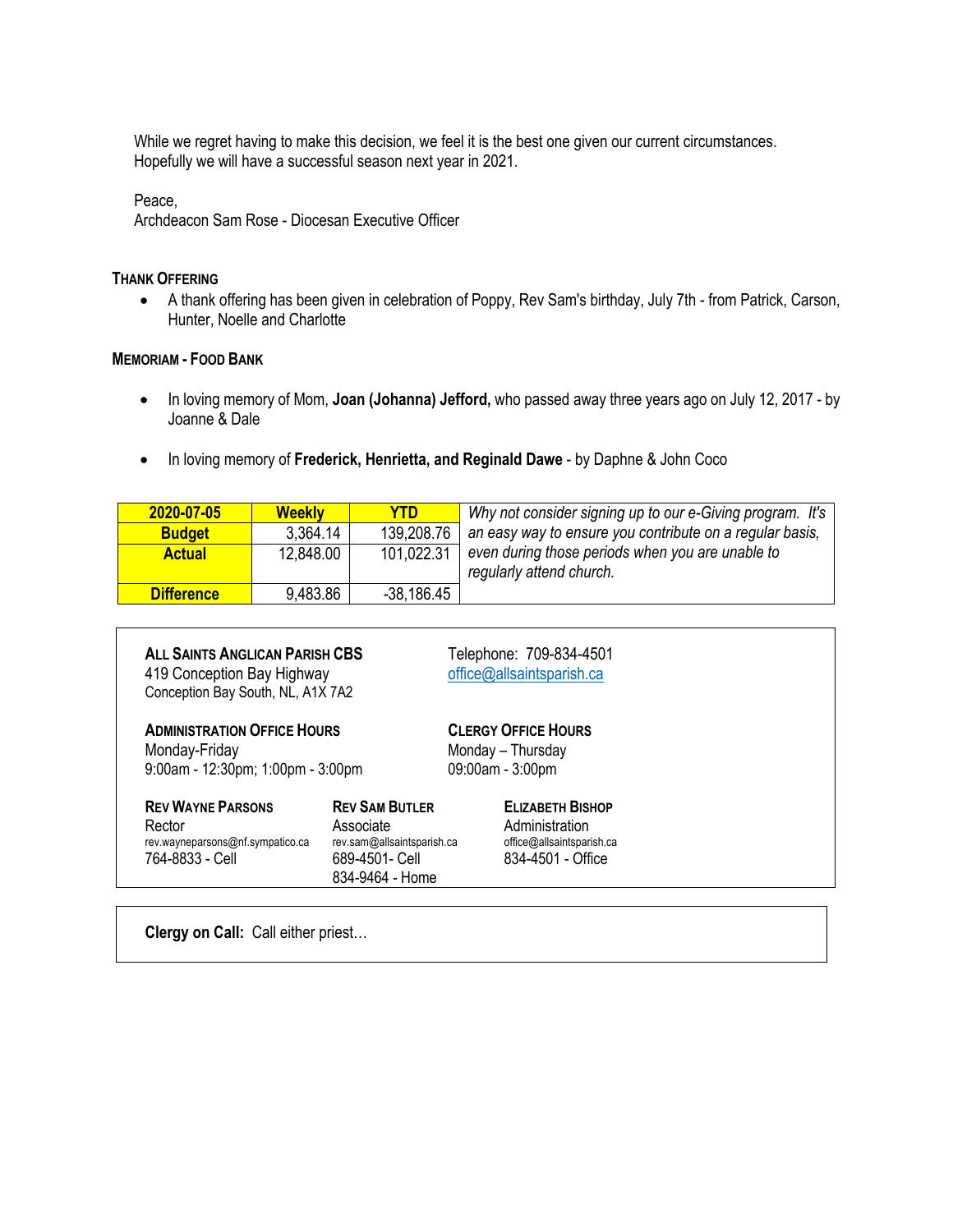While we regret having to make this decision, we feel it is the best one given our current circumstances. Hopefully we will have a successful season next year in 2021.

Peace,
Archdeacon Sam Rose - Diocesan Executive Officer

### Thank Offering

- A thank offering has been given in celebration of Poppy, Rev Sam's birthday, July 7th - from Patrick, Carson, Hunter, Noelle and Charlotte

### Memoriam - Food Bank

- In loving memory of Mom, **Joan (Johanna) Jefford,** who passed away three years ago on July 12, 2017 - by Joanne & Dale

- In loving memory of **Frederick, Henrietta, and Reginald Dawe** - by Daphne & John Coco

| 2020-07-05 | Weekly | YTD |
|---|---|---|
| **Budget** | 3,364.14 | 139,208.76 |
| **Actual** | 12,848.00 | 101,022.31 |
| **Difference** | 9,483.86 | -38,186.45 |

*Why not consider signing up to our e-Giving program. It's an easy way to ensure you contribute on a regular basis, even during those periods when you are unable to regularly attend church.*

**All Saints Anglican Parish CBS**
419 Conception Bay Highway
Conception Bay South, NL, A1X 7A2

Telephone: 709-834-4501
office@allsaintsparish.ca

**Administration Office Hours**
Monday-Friday
9:00am - 12:30pm; 1:00pm - 3:00pm

**Clergy Office Hours**
Monday – Thursday
09:00am - 3:00pm

**Rev Wayne Parsons**
Rector
rev.wayneparsons@nf.sympatico.ca
764-8833 - Cell

**Rev Sam Butler**
Associate
rev.sam@allsaintsparish.ca
689-4501- Cell
834-9464 - Home

**Elizabeth Bishop**
Administration
office@allsaintsparish.ca
834-4501 - Office

**Clergy on Call:** Call either priest…